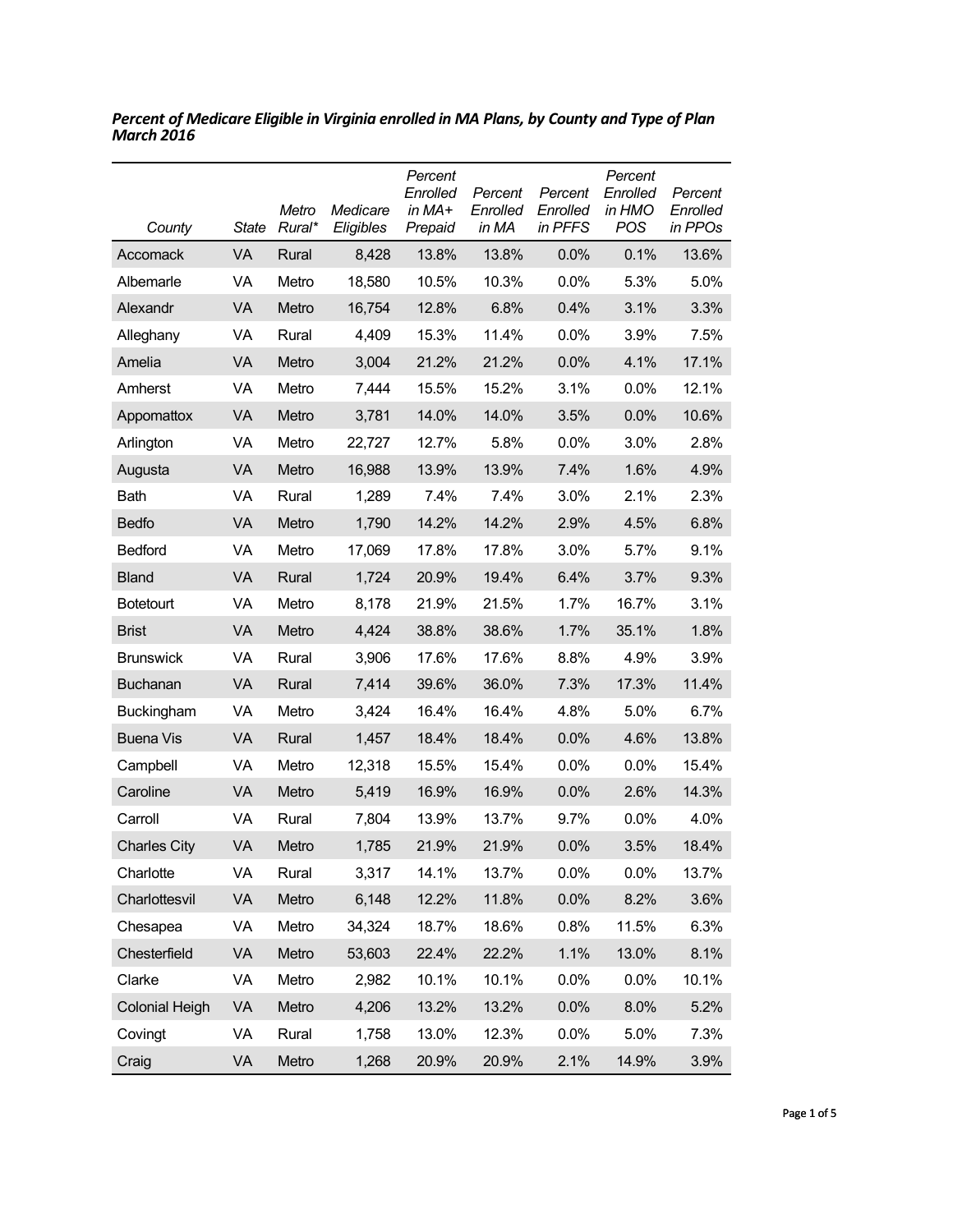***Percent of Medicare Eligible in Virginia enrolled in MA Plans, by County and Type of Plan March 2016***

| *County* | *State* | *Metro Rural** | *Medicare Eligibles* | *Percent Enrolled in MA+ Prepaid* | *Percent Enrolled in MA* | *Percent Enrolled in PFFS* | *Percent Enrolled in HMO POS* | *Percent Enrolled in PPOs* |
|---|---|---|---|---|---|---|---|---|
| Accomack | VA | Rural | 8,428 | 13.8% | 13.8% | 0.0% | 0.1% | 13.6% |
| Albemarle | VA | Metro | 18,580 | 10.5% | 10.3% | 0.0% | 5.3% | 5.0% |
| Alexandr | VA | Metro | 16,754 | 12.8% | 6.8% | 0.4% | 3.1% | 3.3% |
| Alleghany | VA | Rural | 4,409 | 15.3% | 11.4% | 0.0% | 3.9% | 7.5% |
| Amelia | VA | Metro | 3,004 | 21.2% | 21.2% | 0.0% | 4.1% | 17.1% |
| Amherst | VA | Metro | 7,444 | 15.5% | 15.2% | 3.1% | 0.0% | 12.1% |
| Appomattox | VA | Metro | 3,781 | 14.0% | 14.0% | 3.5% | 0.0% | 10.6% |
| Arlington | VA | Metro | 22,727 | 12.7% | 5.8% | 0.0% | 3.0% | 2.8% |
| Augusta | VA | Metro | 16,988 | 13.9% | 13.9% | 7.4% | 1.6% | 4.9% |
| Bath | VA | Rural | 1,289 | 7.4% | 7.4% | 3.0% | 2.1% | 2.3% |
| Bedfo | VA | Metro | 1,790 | 14.2% | 14.2% | 2.9% | 4.5% | 6.8% |
| Bedford | VA | Metro | 17,069 | 17.8% | 17.8% | 3.0% | 5.7% | 9.1% |
| Bland | VA | Rural | 1,724 | 20.9% | 19.4% | 6.4% | 3.7% | 9.3% |
| Botetourt | VA | Metro | 8,178 | 21.9% | 21.5% | 1.7% | 16.7% | 3.1% |
| Brist | VA | Metro | 4,424 | 38.8% | 38.6% | 1.7% | 35.1% | 1.8% |
| Brunswick | VA | Rural | 3,906 | 17.6% | 17.6% | 8.8% | 4.9% | 3.9% |
| Buchanan | VA | Rural | 7,414 | 39.6% | 36.0% | 7.3% | 17.3% | 11.4% |
| Buckingham | VA | Metro | 3,424 | 16.4% | 16.4% | 4.8% | 5.0% | 6.7% |
| Buena Vis | VA | Rural | 1,457 | 18.4% | 18.4% | 0.0% | 4.6% | 13.8% |
| Campbell | VA | Metro | 12,318 | 15.5% | 15.4% | 0.0% | 0.0% | 15.4% |
| Caroline | VA | Metro | 5,419 | 16.9% | 16.9% | 0.0% | 2.6% | 14.3% |
| Carroll | VA | Rural | 7,804 | 13.9% | 13.7% | 9.7% | 0.0% | 4.0% |
| Charles City | VA | Metro | 1,785 | 21.9% | 21.9% | 0.0% | 3.5% | 18.4% |
| Charlotte | VA | Rural | 3,317 | 14.1% | 13.7% | 0.0% | 0.0% | 13.7% |
| Charlottesvil | VA | Metro | 6,148 | 12.2% | 11.8% | 0.0% | 8.2% | 3.6% |
| Chesapea | VA | Metro | 34,324 | 18.7% | 18.6% | 0.8% | 11.5% | 6.3% |
| Chesterfield | VA | Metro | 53,603 | 22.4% | 22.2% | 1.1% | 13.0% | 8.1% |
| Clarke | VA | Metro | 2,982 | 10.1% | 10.1% | 0.0% | 0.0% | 10.1% |
| Colonial Heigh | VA | Metro | 4,206 | 13.2% | 13.2% | 0.0% | 8.0% | 5.2% |
| Covingt | VA | Rural | 1,758 | 13.0% | 12.3% | 0.0% | 5.0% | 7.3% |
| Craig | VA | Metro | 1,268 | 20.9% | 20.9% | 2.1% | 14.9% | 3.9% |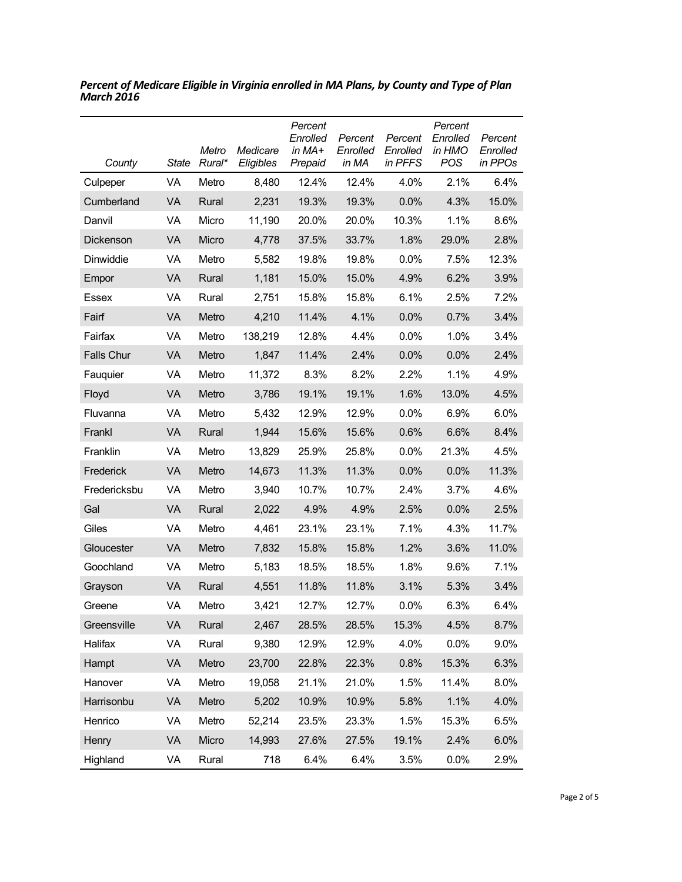***Percent of Medicare Eligible in Virginia enrolled in MA Plans, by County and Type of Plan March 2016***

| *County* | *State* | *Metro Rural** | *Medicare Eligibles* | *Percent Enrolled in MA+ Prepaid* | *Percent Enrolled in MA* | *Percent Enrolled in PFFS* | *Percent Enrolled in HMO POS* | *Percent Enrolled in PPOs* |
|---|---|---|---|---|---|---|---|---|
| Culpeper | VA | Metro | 8,480 | 12.4% | 12.4% | 4.0% | 2.1% | 6.4% |
| Cumberland | VA | Rural | 2,231 | 19.3% | 19.3% | 0.0% | 4.3% | 15.0% |
| Danvil | VA | Micro | 11,190 | 20.0% | 20.0% | 10.3% | 1.1% | 8.6% |
| Dickenson | VA | Micro | 4,778 | 37.5% | 33.7% | 1.8% | 29.0% | 2.8% |
| Dinwiddie | VA | Metro | 5,582 | 19.8% | 19.8% | 0.0% | 7.5% | 12.3% |
| Empor | VA | Rural | 1,181 | 15.0% | 15.0% | 4.9% | 6.2% | 3.9% |
| Essex | VA | Rural | 2,751 | 15.8% | 15.8% | 6.1% | 2.5% | 7.2% |
| Fairf | VA | Metro | 4,210 | 11.4% | 4.1% | 0.0% | 0.7% | 3.4% |
| Fairfax | VA | Metro | 138,219 | 12.8% | 4.4% | 0.0% | 1.0% | 3.4% |
| Falls Chur | VA | Metro | 1,847 | 11.4% | 2.4% | 0.0% | 0.0% | 2.4% |
| Fauquier | VA | Metro | 11,372 | 8.3% | 8.2% | 2.2% | 1.1% | 4.9% |
| Floyd | VA | Metro | 3,786 | 19.1% | 19.1% | 1.6% | 13.0% | 4.5% |
| Fluvanna | VA | Metro | 5,432 | 12.9% | 12.9% | 0.0% | 6.9% | 6.0% |
| Frankl | VA | Rural | 1,944 | 15.6% | 15.6% | 0.6% | 6.6% | 8.4% |
| Franklin | VA | Metro | 13,829 | 25.9% | 25.8% | 0.0% | 21.3% | 4.5% |
| Frederick | VA | Metro | 14,673 | 11.3% | 11.3% | 0.0% | 0.0% | 11.3% |
| Fredericksbu | VA | Metro | 3,940 | 10.7% | 10.7% | 2.4% | 3.7% | 4.6% |
| Gal | VA | Rural | 2,022 | 4.9% | 4.9% | 2.5% | 0.0% | 2.5% |
| Giles | VA | Metro | 4,461 | 23.1% | 23.1% | 7.1% | 4.3% | 11.7% |
| Gloucester | VA | Metro | 7,832 | 15.8% | 15.8% | 1.2% | 3.6% | 11.0% |
| Goochland | VA | Metro | 5,183 | 18.5% | 18.5% | 1.8% | 9.6% | 7.1% |
| Grayson | VA | Rural | 4,551 | 11.8% | 11.8% | 3.1% | 5.3% | 3.4% |
| Greene | VA | Metro | 3,421 | 12.7% | 12.7% | 0.0% | 6.3% | 6.4% |
| Greensville | VA | Rural | 2,467 | 28.5% | 28.5% | 15.3% | 4.5% | 8.7% |
| Halifax | VA | Rural | 9,380 | 12.9% | 12.9% | 4.0% | 0.0% | 9.0% |
| Hampt | VA | Metro | 23,700 | 22.8% | 22.3% | 0.8% | 15.3% | 6.3% |
| Hanover | VA | Metro | 19,058 | 21.1% | 21.0% | 1.5% | 11.4% | 8.0% |
| Harrisonbu | VA | Metro | 5,202 | 10.9% | 10.9% | 5.8% | 1.1% | 4.0% |
| Henrico | VA | Metro | 52,214 | 23.5% | 23.3% | 1.5% | 15.3% | 6.5% |
| Henry | VA | Micro | 14,993 | 27.6% | 27.5% | 19.1% | 2.4% | 6.0% |
| Highland | VA | Rural | 718 | 6.4% | 6.4% | 3.5% | 0.0% | 2.9% |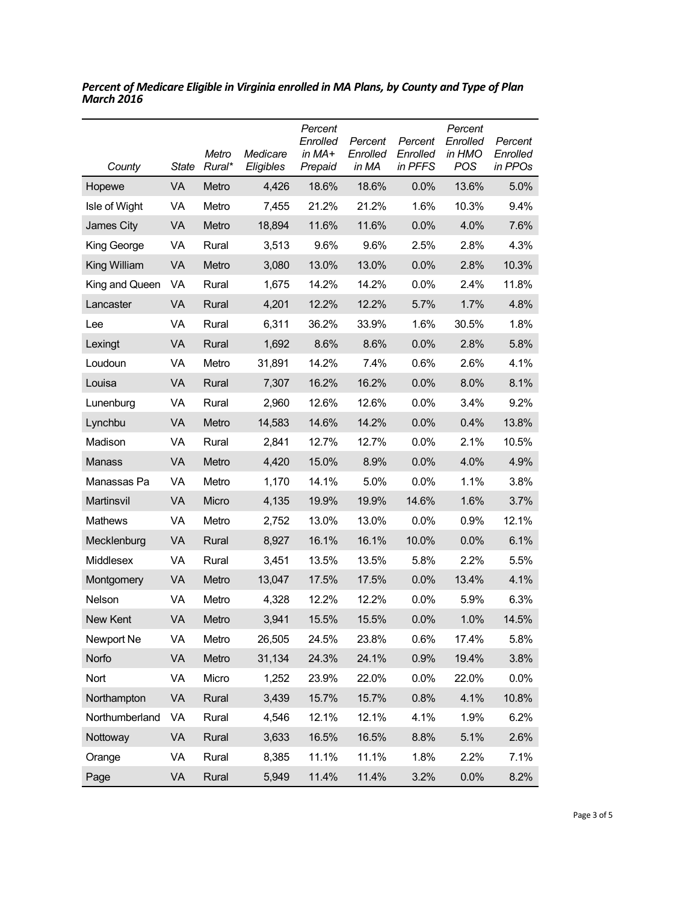***Percent of Medicare Eligible in Virginia enrolled in MA Plans, by County and Type of Plan March 2016***

| *County* | *State* | *Metro Rural\** | *Medicare Eligibles* | *Percent Enrolled in MA+ Prepaid* | *Percent Enrolled in MA* | *Percent Enrolled in PFFS* | *Percent Enrolled in HMO POS* | *Percent Enrolled in PPOs* |
|---|---|---|---|---|---|---|---|---|
| Hopewe | VA | Metro | 4,426 | 18.6% | 18.6% | 0.0% | 13.6% | 5.0% |
| Isle of Wight | VA | Metro | 7,455 | 21.2% | 21.2% | 1.6% | 10.3% | 9.4% |
| James City | VA | Metro | 18,894 | 11.6% | 11.6% | 0.0% | 4.0% | 7.6% |
| King George | VA | Rural | 3,513 | 9.6% | 9.6% | 2.5% | 2.8% | 4.3% |
| King William | VA | Metro | 3,080 | 13.0% | 13.0% | 0.0% | 2.8% | 10.3% |
| King and Queen | VA | Rural | 1,675 | 14.2% | 14.2% | 0.0% | 2.4% | 11.8% |
| Lancaster | VA | Rural | 4,201 | 12.2% | 12.2% | 5.7% | 1.7% | 4.8% |
| Lee | VA | Rural | 6,311 | 36.2% | 33.9% | 1.6% | 30.5% | 1.8% |
| Lexingt | VA | Rural | 1,692 | 8.6% | 8.6% | 0.0% | 2.8% | 5.8% |
| Loudoun | VA | Metro | 31,891 | 14.2% | 7.4% | 0.6% | 2.6% | 4.1% |
| Louisa | VA | Rural | 7,307 | 16.2% | 16.2% | 0.0% | 8.0% | 8.1% |
| Lunenburg | VA | Rural | 2,960 | 12.6% | 12.6% | 0.0% | 3.4% | 9.2% |
| Lynchbu | VA | Metro | 14,583 | 14.6% | 14.2% | 0.0% | 0.4% | 13.8% |
| Madison | VA | Rural | 2,841 | 12.7% | 12.7% | 0.0% | 2.1% | 10.5% |
| Manass | VA | Metro | 4,420 | 15.0% | 8.9% | 0.0% | 4.0% | 4.9% |
| Manassas Pa | VA | Metro | 1,170 | 14.1% | 5.0% | 0.0% | 1.1% | 3.8% |
| Martinsvil | VA | Micro | 4,135 | 19.9% | 19.9% | 14.6% | 1.6% | 3.7% |
| Mathews | VA | Metro | 2,752 | 13.0% | 13.0% | 0.0% | 0.9% | 12.1% |
| Mecklenburg | VA | Rural | 8,927 | 16.1% | 16.1% | 10.0% | 0.0% | 6.1% |
| Middlesex | VA | Rural | 3,451 | 13.5% | 13.5% | 5.8% | 2.2% | 5.5% |
| Montgomery | VA | Metro | 13,047 | 17.5% | 17.5% | 0.0% | 13.4% | 4.1% |
| Nelson | VA | Metro | 4,328 | 12.2% | 12.2% | 0.0% | 5.9% | 6.3% |
| New Kent | VA | Metro | 3,941 | 15.5% | 15.5% | 0.0% | 1.0% | 14.5% |
| Newport Ne | VA | Metro | 26,505 | 24.5% | 23.8% | 0.6% | 17.4% | 5.8% |
| Norfo | VA | Metro | 31,134 | 24.3% | 24.1% | 0.9% | 19.4% | 3.8% |
| Nort | VA | Micro | 1,252 | 23.9% | 22.0% | 0.0% | 22.0% | 0.0% |
| Northampton | VA | Rural | 3,439 | 15.7% | 15.7% | 0.8% | 4.1% | 10.8% |
| Northumberland | VA | Rural | 4,546 | 12.1% | 12.1% | 4.1% | 1.9% | 6.2% |
| Nottoway | VA | Rural | 3,633 | 16.5% | 16.5% | 8.8% | 5.1% | 2.6% |
| Orange | VA | Rural | 8,385 | 11.1% | 11.1% | 1.8% | 2.2% | 7.1% |
| Page | VA | Rural | 5,949 | 11.4% | 11.4% | 3.2% | 0.0% | 8.2% |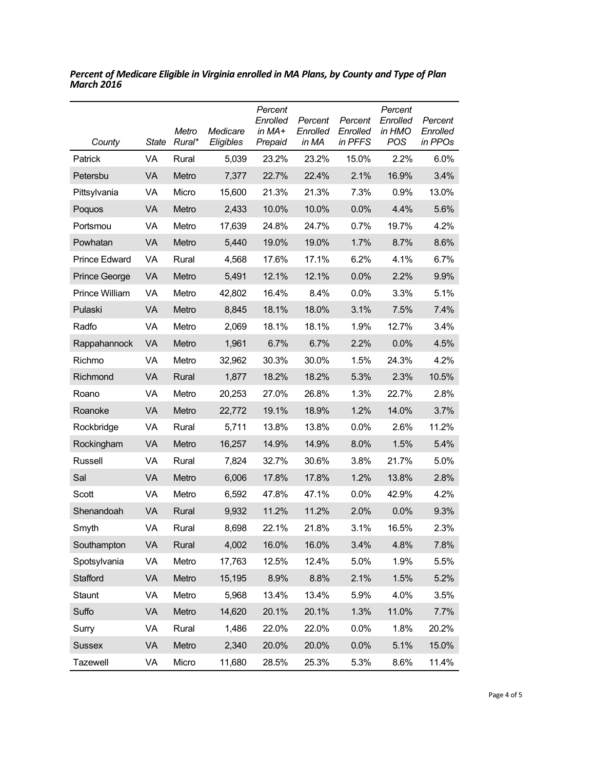***Percent of Medicare Eligible in Virginia enrolled in MA Plans, by County and Type of Plan March 2016***

| *County* | *State* | *Metro Rural\** | *Medicare Eligibles* | *Percent Enrolled in MA+ Prepaid* | *Percent Enrolled in MA* | *Percent Enrolled in PFFS* | *Percent Enrolled in HMO POS* | *Percent Enrolled in PPOs* |
|---|---|---|---|---|---|---|---|---|
| Patrick | VA | Rural | 5,039 | 23.2% | 23.2% | 15.0% | 2.2% | 6.0% |
| Petersbu | VA | Metro | 7,377 | 22.7% | 22.4% | 2.1% | 16.9% | 3.4% |
| Pittsylvania | VA | Micro | 15,600 | 21.3% | 21.3% | 7.3% | 0.9% | 13.0% |
| Poquos | VA | Metro | 2,433 | 10.0% | 10.0% | 0.0% | 4.4% | 5.6% |
| Portsmou | VA | Metro | 17,639 | 24.8% | 24.7% | 0.7% | 19.7% | 4.2% |
| Powhatan | VA | Metro | 5,440 | 19.0% | 19.0% | 1.7% | 8.7% | 8.6% |
| Prince Edward | VA | Rural | 4,568 | 17.6% | 17.1% | 6.2% | 4.1% | 6.7% |
| Prince George | VA | Metro | 5,491 | 12.1% | 12.1% | 0.0% | 2.2% | 9.9% |
| Prince William | VA | Metro | 42,802 | 16.4% | 8.4% | 0.0% | 3.3% | 5.1% |
| Pulaski | VA | Metro | 8,845 | 18.1% | 18.0% | 3.1% | 7.5% | 7.4% |
| Radfo | VA | Metro | 2,069 | 18.1% | 18.1% | 1.9% | 12.7% | 3.4% |
| Rappahannock | VA | Metro | 1,961 | 6.7% | 6.7% | 2.2% | 0.0% | 4.5% |
| Richmo | VA | Metro | 32,962 | 30.3% | 30.0% | 1.5% | 24.3% | 4.2% |
| Richmond | VA | Rural | 1,877 | 18.2% | 18.2% | 5.3% | 2.3% | 10.5% |
| Roano | VA | Metro | 20,253 | 27.0% | 26.8% | 1.3% | 22.7% | 2.8% |
| Roanoke | VA | Metro | 22,772 | 19.1% | 18.9% | 1.2% | 14.0% | 3.7% |
| Rockbridge | VA | Rural | 5,711 | 13.8% | 13.8% | 0.0% | 2.6% | 11.2% |
| Rockingham | VA | Metro | 16,257 | 14.9% | 14.9% | 8.0% | 1.5% | 5.4% |
| Russell | VA | Rural | 7,824 | 32.7% | 30.6% | 3.8% | 21.7% | 5.0% |
| Sal | VA | Metro | 6,006 | 17.8% | 17.8% | 1.2% | 13.8% | 2.8% |
| Scott | VA | Metro | 6,592 | 47.8% | 47.1% | 0.0% | 42.9% | 4.2% |
| Shenandoah | VA | Rural | 9,932 | 11.2% | 11.2% | 2.0% | 0.0% | 9.3% |
| Smyth | VA | Rural | 8,698 | 22.1% | 21.8% | 3.1% | 16.5% | 2.3% |
| Southampton | VA | Rural | 4,002 | 16.0% | 16.0% | 3.4% | 4.8% | 7.8% |
| Spotsylvania | VA | Metro | 17,763 | 12.5% | 12.4% | 5.0% | 1.9% | 5.5% |
| Stafford | VA | Metro | 15,195 | 8.9% | 8.8% | 2.1% | 1.5% | 5.2% |
| Staunt | VA | Metro | 5,968 | 13.4% | 13.4% | 5.9% | 4.0% | 3.5% |
| Suffo | VA | Metro | 14,620 | 20.1% | 20.1% | 1.3% | 11.0% | 7.7% |
| Surry | VA | Rural | 1,486 | 22.0% | 22.0% | 0.0% | 1.8% | 20.2% |
| Sussex | VA | Metro | 2,340 | 20.0% | 20.0% | 0.0% | 5.1% | 15.0% |
| Tazewell | VA | Micro | 11,680 | 28.5% | 25.3% | 5.3% | 8.6% | 11.4% |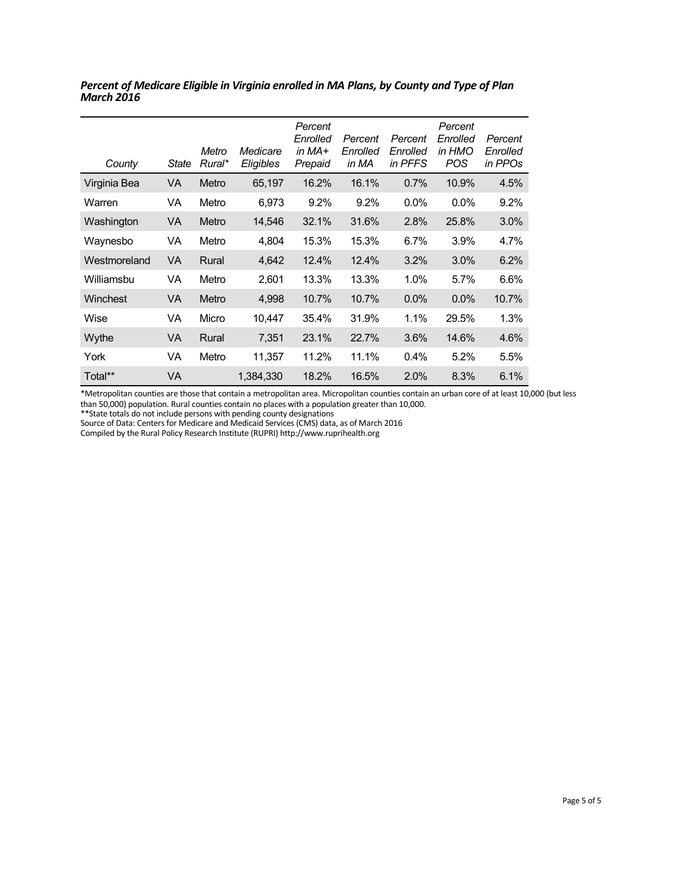**_Percent of Medicare Eligible in Virginia enrolled in MA Plans, by County and Type of Plan March 2016_**

| *County* | *State* | *Metro Rural\** | *Medicare Eligibles* | *Percent Enrolled in MA+ Prepaid* | *Percent Enrolled in MA* | *Percent Enrolled in PFFS* | *Percent Enrolled in HMO POS* | *Percent Enrolled in PPOs* |
|---|---|---|---|---|---|---|---|---|
| Virginia Bea | VA | Metro | 65,197 | 16.2% | 16.1% | 0.7% | 10.9% | 4.5% |
| Warren | VA | Metro | 6,973 | 9.2% | 9.2% | 0.0% | 0.0% | 9.2% |
| Washington | VA | Metro | 14,546 | 32.1% | 31.6% | 2.8% | 25.8% | 3.0% |
| Waynesbo | VA | Metro | 4,804 | 15.3% | 15.3% | 6.7% | 3.9% | 4.7% |
| Westmoreland | VA | Rural | 4,642 | 12.4% | 12.4% | 3.2% | 3.0% | 6.2% |
| Williamsbu | VA | Metro | 2,601 | 13.3% | 13.3% | 1.0% | 5.7% | 6.6% |
| Winchest | VA | Metro | 4,998 | 10.7% | 10.7% | 0.0% | 0.0% | 10.7% |
| Wise | VA | Micro | 10,447 | 35.4% | 31.9% | 1.1% | 29.5% | 1.3% |
| Wythe | VA | Rural | 7,351 | 23.1% | 22.7% | 3.6% | 14.6% | 4.6% |
| York | VA | Metro | 11,357 | 11.2% | 11.1% | 0.4% | 5.2% | 5.5% |
| Total** | VA | | 1,384,330 | 18.2% | 16.5% | 2.0% | 8.3% | 6.1% |

*Metropolitan counties are those that contain a metropolitan area. Micropolitan counties contain an urban core of at least 10,000 (but less than 50,000) population. Rural counties contain no places with a population greater than 10,000.

**State totals do not include persons with pending county designations

Source of Data: Centers for Medicare and Medicaid Services (CMS) data, as of March 2016

Compiled by the Rural Policy Research Institute (RUPRI) http://www.ruprihealth.org